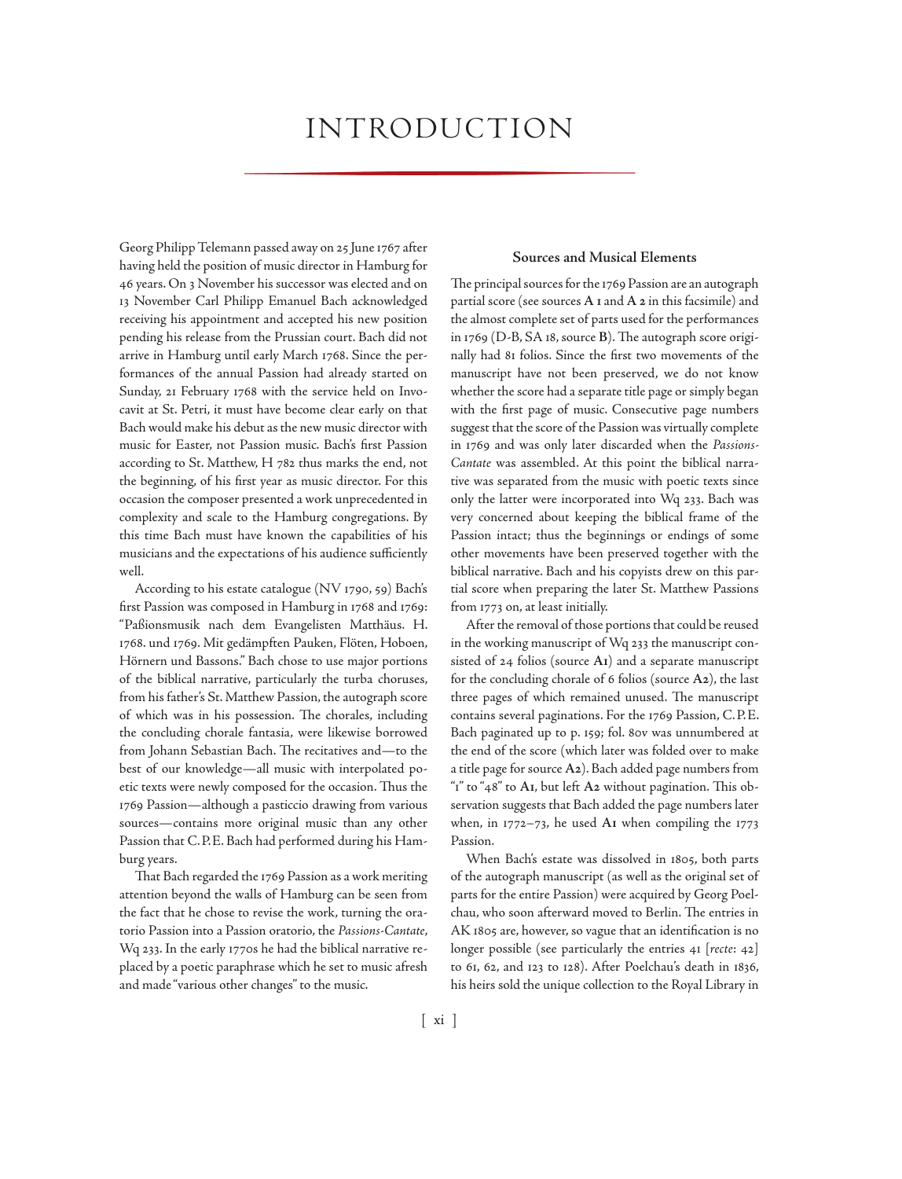# INTRODUCTION

Georg Philipp Telemann passed away on 25 June 1767 after having held the position of music director in Hamburg for 46 years. On 3 November his successor was elected and on 13 November Carl Philipp Emanuel Bach acknowledged receiving his appointment and accepted his new position pending his release from the Prussian court. Bach did not arrive in Hamburg until early March 1768. Since the performances of the annual Passion had already started on Sunday, 21 February 1768 with the service held on Invocavit at St. Petri, it must have become clear early on that Bach would make his debut as the new music director with music for Easter, not Passion music. Bach's first Passion according to St. Matthew, H 782 thus marks the end, not the beginning, of his first year as music director. For this occasion the composer presented a work unprecedented in complexity and scale to the Hamburg congregations. By this time Bach must have known the capabilities of his musicians and the expectations of his audience sufficiently well.

According to his estate catalogue (NV 1790, 59) Bach's first Passion was composed in Hamburg in 1768 and 1769: "Paßionsmusik nach dem Evangelisten Matthäus. H. 1768. und 1769. Mit gedämpften Pauken, Flöten, Hoboen, Hörnern und Bassons." Bach chose to use major portions of the biblical narrative, particularly the turba choruses, from his father's St. Matthew Passion, the autograph score of which was in his possession. The chorales, including the concluding chorale fantasia, were likewise borrowed from Johann Sebastian Bach. The recitatives and—to the best of our knowledge—all music with interpolated poetic texts were newly composed for the occasion. Thus the 1769 Passion—although a pasticcio drawing from various sources—contains more original music than any other Passion that C. P. E. Bach had performed during his Hamburg years.

That Bach regarded the 1769 Passion as a work meriting attention beyond the walls of Hamburg can be seen from the fact that he chose to revise the work, turning the oratorio Passion into a Passion oratorio, the *Passions-Cantate*, Wq 233. In the early 1770s he had the biblical narrative replaced by a poetic paraphrase which he set to music afresh and made "various other changes" to the music.

### Sources and Musical Elements

The principal sources for the 1769 Passion are an autograph partial score (see sources **A 1** and **A 2** in this facsimile) and the almost complete set of parts used for the performances in 1769 (D-B, SA 18, source **B**). The autograph score originally had 81 folios. Since the first two movements of the manuscript have not been preserved, we do not know whether the score had a separate title page or simply began with the first page of music. Consecutive page numbers suggest that the score of the Passion was virtually complete in 1769 and was only later discarded when the *Passions-Cantate* was assembled. At this point the biblical narrative was separated from the music with poetic texts since only the latter were incorporated into Wq 233. Bach was very concerned about keeping the biblical frame of the Passion intact; thus the beginnings or endings of some other movements have been preserved together with the biblical narrative. Bach and his copyists drew on this partial score when preparing the later St. Matthew Passions from 1773 on, at least initially.

After the removal of those portions that could be reused in the working manuscript of Wq 233 the manuscript consisted of 24 folios (source **A1**) and a separate manuscript for the concluding chorale of 6 folios (source **A2**), the last three pages of which remained unused. The manuscript contains several paginations. For the 1769 Passion, C. P. E. Bach paginated up to p. 159; fol. 80v was unnumbered at the end of the score (which later was folded over to make a title page for source **A2**). Bach added page numbers from "1" to "48" to **A1**, but left **A2** without pagination. This observation suggests that Bach added the page numbers later when, in 1772–73, he used **A1** when compiling the 1773 Passion.

When Bach's estate was dissolved in 1805, both parts of the autograph manuscript (as well as the original set of parts for the entire Passion) were acquired by Georg Poelchau, who soon afterward moved to Berlin. The entries in AK 1805 are, however, so vague that an identification is no longer possible (see particularly the entries 41 [*recte*: 42] to 61, 62, and 123 to 128). After Poelchau's death in 1836, his heirs sold the unique collection to the Royal Library in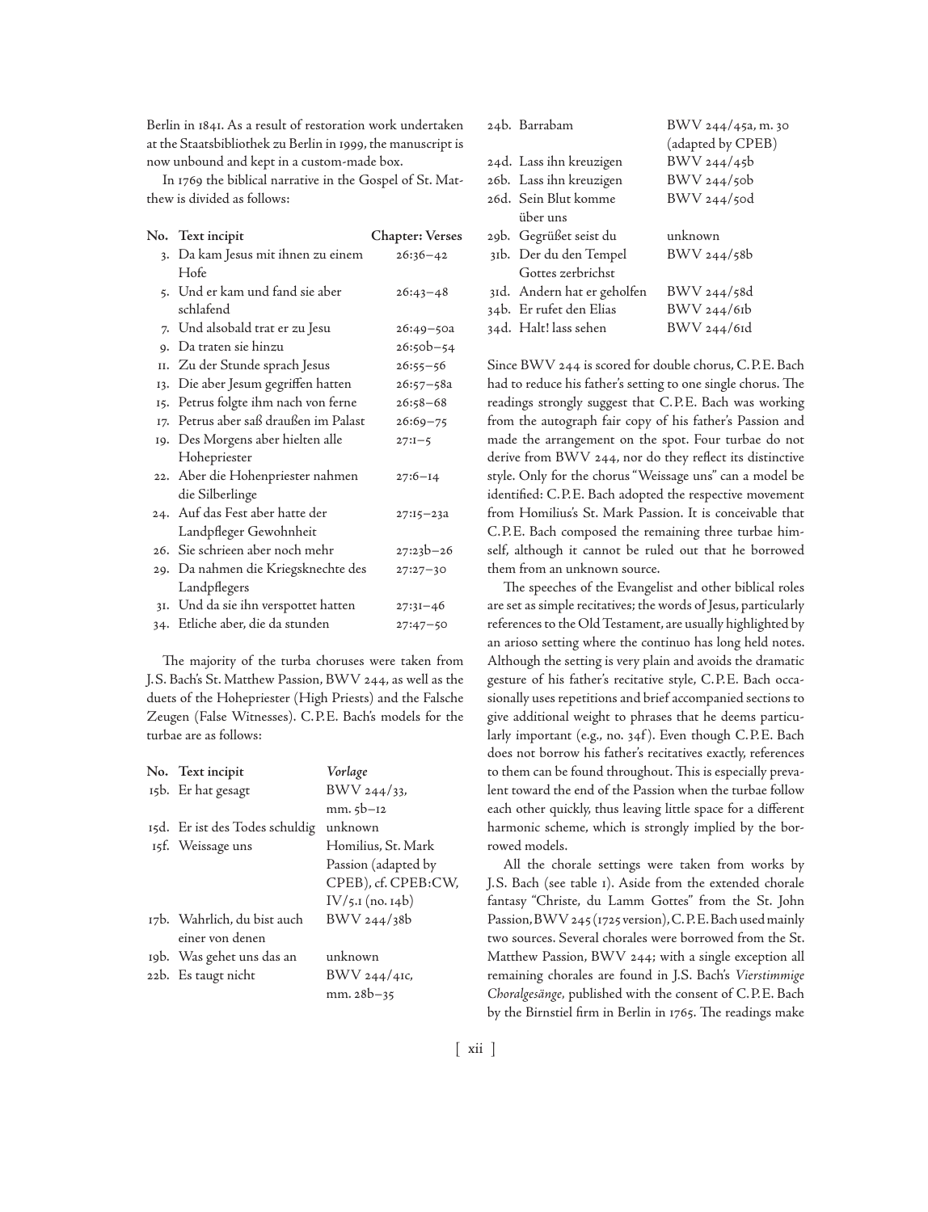Berlin in 1841. As a result of restoration work undertaken at the Staatsbibliothek zu Berlin in 1999, the manuscript is now unbound and kept in a custom-made box.

In 1769 the biblical narrative in the Gospel of St. Matthew is divided as follows:

| No. | Text incipit | Chapter: Verses |
|---|---|---|
| 3. | Da kam Jesus mit ihnen zu einem Hofe | 26:36–42 |
| 5. | Und er kam und fand sie aber schlafend | 26:43–48 |
| 7. | Und alsobald trat er zu Jesu | 26:49–50a |
| 9. | Da traten sie hinzu | 26:50b–54 |
| 11. | Zu der Stunde sprach Jesus | 26:55–56 |
| 13. | Die aber Jesum gegriffen hatten | 26:57–58a |
| 15. | Petrus folgte ihm nach von ferne | 26:58–68 |
| 17. | Petrus aber saß draußen im Palast | 26:69–75 |
| 19. | Des Morgens aber hielten alle Hohepriester | 27:1–5 |
| 22. | Aber die Hohenpriester nahmen die Silberlinge | 27:6–14 |
| 24. | Auf das Fest aber hatte der Landpfleger Gewohnheit | 27:15–23a |
| 26. | Sie schrieen aber noch mehr | 27:23b–26 |
| 29. | Da nahmen die Kriegsknechte des Landpflegers | 27:27–30 |
| 31. | Und da sie ihn verspottet hatten | 27:31–46 |
| 34. | Etliche aber, die da stunden | 27:47–50 |

The majority of the turba choruses were taken from J.S. Bach's St. Matthew Passion, BWV 244, as well as the duets of the Hohepriester (High Priests) and the Falsche Zeugen (False Witnesses). C.P.E. Bach's models for the turbae are as follows:

| No. | Text incipit | *Vorlage* |
|---|---|---|
| 15b. | Er hat gesagt | BWV 244/33, mm. 5b–12 |
| 15d. | Er ist des Todes schuldig | unknown |
| 15f. | Weissage uns | Homilius, St. Mark Passion (adapted by CPEB), cf. CPEB:CW, IV/5.1 (no. 14b) |
| 17b. | Wahrlich, du bist auch einer von denen | BWV 244/38b |
| 19b. | Was gehet uns das an | unknown |
| 22b. | Es taugt nicht | BWV 244/41c, mm. 28b–35 |
| 24b. | Barrabam | BWV 244/45a, m. 30 (adapted by CPEB) |
| 24d. | Lass ihn kreuzigen | BWV 244/45b |
| 26b. | Lass ihn kreuzigen | BWV 244/50b |
| 26d. | Sein Blut komme über uns | BWV 244/50d |
| 29b. | Gegrüßet seist du | unknown |
| 31b. | Der du den Tempel Gottes zerbrichst | BWV 244/58b |
| 31d. | Andern hat er geholfen | BWV 244/58d |
| 34b. | Er rufet den Elias | BWV 244/61b |
| 34d. | Halt! lass sehen | BWV 244/61d |

Since BWV 244 is scored for double chorus, C.P.E. Bach had to reduce his father's setting to one single chorus. The readings strongly suggest that C.P.E. Bach was working from the autograph fair copy of his father's Passion and made the arrangement on the spot. Four turbae do not derive from BWV 244, nor do they reflect its distinctive style. Only for the chorus "Weissage uns" can a model be identified: C.P.E. Bach adopted the respective movement from Homilius's St. Mark Passion. It is conceivable that C.P.E. Bach composed the remaining three turbae himself, although it cannot be ruled out that he borrowed them from an unknown source.

The speeches of the Evangelist and other biblical roles are set as simple recitatives; the words of Jesus, particularly references to the Old Testament, are usually highlighted by an arioso setting where the continuo has long held notes. Although the setting is very plain and avoids the dramatic gesture of his father's recitative style, C.P.E. Bach occasionally uses repetitions and brief accompanied sections to give additional weight to phrases that he deems particularly important (e.g., no. 34f). Even though C.P.E. Bach does not borrow his father's recitatives exactly, references to them can be found throughout. This is especially prevalent toward the end of the Passion when the turbae follow each other quickly, thus leaving little space for a different harmonic scheme, which is strongly implied by the borrowed models.

All the chorale settings were taken from works by J.S. Bach (see table 1). Aside from the extended chorale fantasy "Christe, du Lamm Gottes" from the St. John Passion, BWV 245 (1725 version), C.P.E. Bach used mainly two sources. Several chorales were borrowed from the St. Matthew Passion, BWV 244; with a single exception all remaining chorales are found in J.S. Bach's *Vierstimmige Choralgesänge*, published with the consent of C.P.E. Bach by the Birnstiel firm in Berlin in 1765. The readings make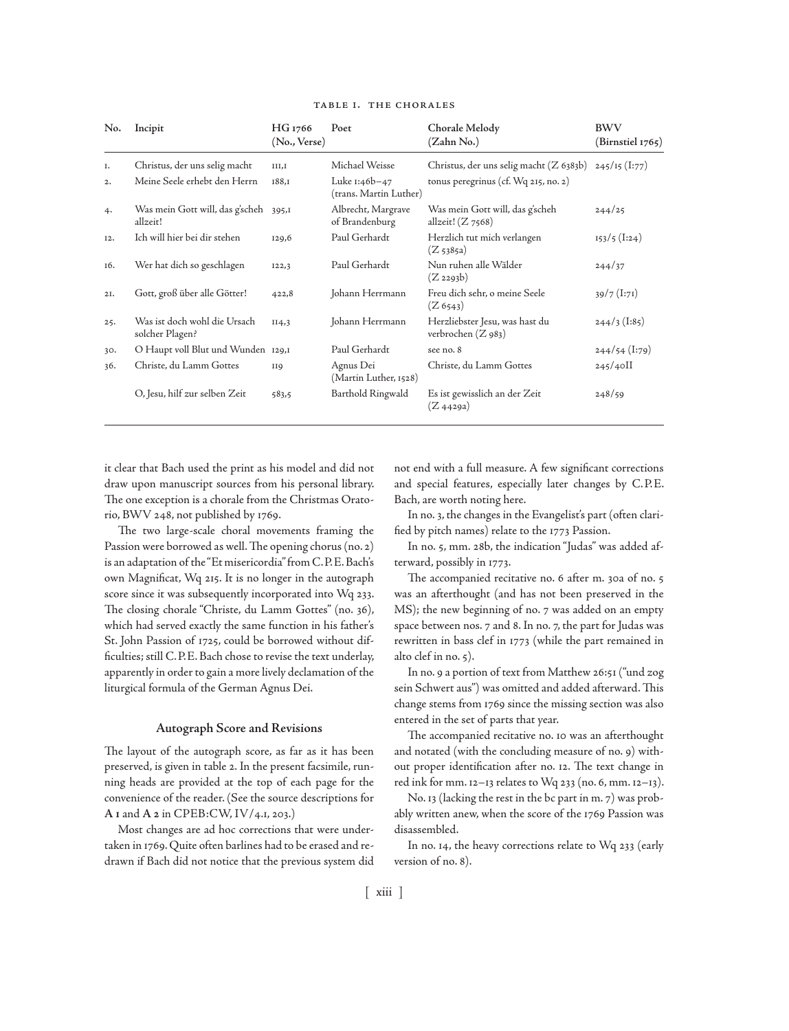TABLE 1. THE CHORALES

| No. | Incipit | HG 1766 (No., Verse) | Poet | Chorale Melody (Zahn No.) | BWV (Birnstiel 1765) |
|---|---|---|---|---|---|
| 1. | Christus, der uns selig macht | 111,1 | Michael Weisse | Christus, der uns selig macht (Z 6383b) | 245/15 (I:77) |
| 2. | Meine Seele erhebt den Herrn | 188,1 | Luke 1:46b–47 (trans. Martin Luther) | tonus peregrinus (cf. Wq 215, no. 2) | |
| 4. | Was mein Gott will, das g'scheh allzeit! | 395,1 | Albrecht, Margrave of Brandenburg | Was mein Gott will, das g'scheh allzeit! (Z 7568) | 244/25 |
| 12. | Ich will hier bei dir stehen | 129,6 | Paul Gerhardt | Herzlich tut mich verlangen (Z 5385a) | 153/5 (I:24) |
| 16. | Wer hat dich so geschlagen | 122,3 | Paul Gerhardt | Nun ruhen alle Wälder (Z 2293b) | 244/37 |
| 21. | Gott, groß über alle Götter! | 422,8 | Johann Herrmann | Freu dich sehr, o meine Seele (Z 6543) | 39/7 (I:71) |
| 25. | Was ist doch wohl die Ursach solcher Plagen? | 114,3 | Johann Herrmann | Herzliebster Jesu, was hast du verbrochen (Z 983) | 244/3 (I:85) |
| 30. | O Haupt voll Blut und Wunden | 129,1 | Paul Gerhardt | see no. 8 | 244/54 (I:79) |
| 36. | Christe, du Lamm Gottes | 119 | Agnus Dei (Martin Luther, 1528) | Christe, du Lamm Gottes | 245/40II |
| | O, Jesu, hilf zur selben Zeit | 583,5 | Barthold Ringwald | Es ist gewisslich an der Zeit (Z 4429a) | 248/59 |

it clear that Bach used the print as his model and did not draw upon manuscript sources from his personal library. The one exception is a chorale from the Christmas Oratorio, BWV 248, not published by 1769.

The two large-scale choral movements framing the Passion were borrowed as well. The opening chorus (no. 2) is an adaptation of the "Et misericordia" from C. P. E. Bach's own Magnificat, Wq 215. It is no longer in the autograph score since it was subsequently incorporated into Wq 233. The closing chorale "Christe, du Lamm Gottes" (no. 36), which had served exactly the same function in his father's St. John Passion of 1725, could be borrowed without difficulties; still C. P. E. Bach chose to revise the text underlay, apparently in order to gain a more lively declamation of the liturgical formula of the German Agnus Dei.

### Autograph Score and Revisions

The layout of the autograph score, as far as it has been preserved, is given in table 2. In the present facsimile, running heads are provided at the top of each page for the convenience of the reader. (See the source descriptions for **A 1** and **A 2** in CPEB:CW, IV/4.1, 203.)

Most changes are ad hoc corrections that were undertaken in 1769. Quite often barlines had to be erased and redrawn if Bach did not notice that the previous system did not end with a full measure. A few significant corrections and special features, especially later changes by C. P. E. Bach, are worth noting here.

In no. 3, the changes in the Evangelist's part (often clarified by pitch names) relate to the 1773 Passion.

In no. 5, mm. 28b, the indication "Judas" was added afterward, possibly in 1773.

The accompanied recitative no. 6 after m. 30a of no. 5 was an afterthought (and has not been preserved in the MS); the new beginning of no. 7 was added on an empty space between nos. 7 and 8. In no. 7, the part for Judas was rewritten in bass clef in 1773 (while the part remained in alto clef in no. 5).

In no. 9 a portion of text from Matthew 26:51 ("und zog sein Schwert aus") was omitted and added afterward. This change stems from 1769 since the missing section was also entered in the set of parts that year.

The accompanied recitative no. 10 was an afterthought and notated (with the concluding measure of no. 9) without proper identification after no. 12. The text change in red ink for mm. 12–13 relates to Wq 233 (no. 6, mm. 12–13).

No. 13 (lacking the rest in the bc part in m. 7) was probably written anew, when the score of the 1769 Passion was disassembled.

In no. 14, the heavy corrections relate to Wq 233 (early version of no. 8).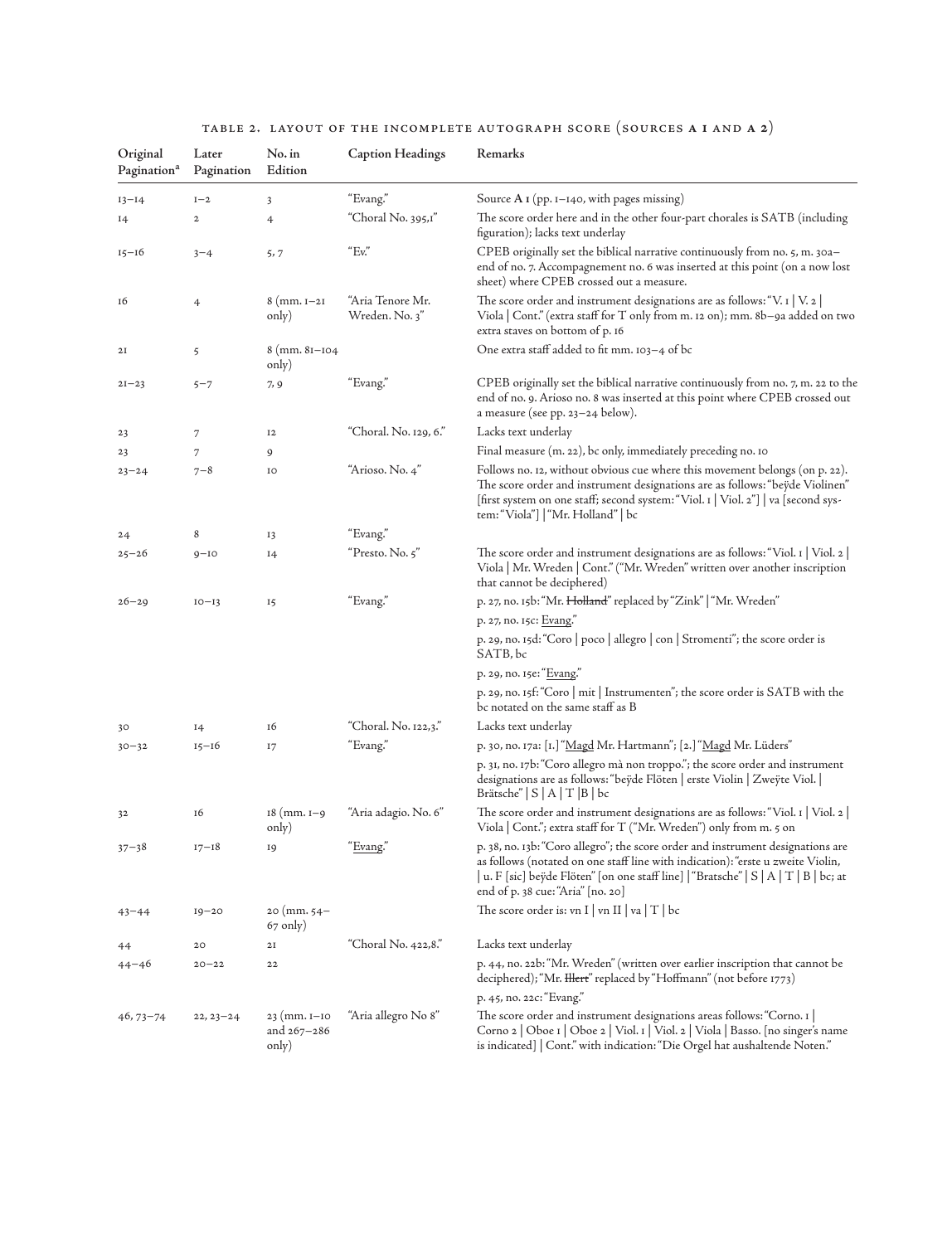TABLE 2. LAYOUT OF THE INCOMPLETE AUTOGRAPH SCORE (SOURCES **A 1** AND **A 2**)

| Original Pagination[a] | Later Pagination | No. in Edition | Caption Headings | Remarks |
|---|---|---|---|---|
| 13–14 | 1–2 | 3 | "Evang." | Source **A 1** (pp. 1–140, with pages missing) |
| 14 | 2 | 4 | "Choral No. 395,1" | The score order here and in the other four-part chorales is SATB (including figuration); lacks text underlay |
| 15–16 | 3–4 | 5, 7 | "Ev." | CPEB originally set the biblical narrative continuously from no. 5, m. 30a–end of no. 7. Accompagnement no. 6 was inserted at this point (on a now lost sheet) where CPEB crossed out a measure. |
| 16 | 4 | 8 (mm. 1–21 only) | "Aria Tenore Mr. Wreden. No. 3" | The score order and instrument designations are as follows: "V. 1 \| V. 2 \| Viola \| Cont." (extra staff for T only from m. 12 on); mm. 8b–9a added on two extra staves on bottom of p. 16 |
| 21 | 5 | 8 (mm. 81–104 only) | | One extra staff added to fit mm. 103–4 of bc |
| 21–23 | 5–7 | 7, 9 | "Evang." | CPEB originally set the biblical narrative continuously from no. 7, m. 22 to the end of no. 9. Arioso no. 8 was inserted at this point where CPEB crossed out a measure (see pp. 23–24 below). |
| 23 | 7 | 12 | "Choral. No. 129, 6." | Lacks text underlay |
| 23 | 7 | 9 | | Final measure (m. 22), bc only, immediately preceding no. 10 |
| 23–24 | 7–8 | 10 | "Arioso. No. 4" | Follows no. 12, without obvious cue where this movement belongs (on p. 22). The score order and instrument designations are as follows: "beÿde Violinen" [first system on one staff; second system: "Viol. 1 \| Viol. 2"] \| va [second system: "Viola"] \| "Mr. Holland" \| bc |
| 24 | 8 | 13 | "Evang." | |
| 25–26 | 9–10 | 14 | "Presto. No. 5" | The score order and instrument designations are as follows: "Viol. 1 \| Viol. 2 \| Viola \| Mr. Wreden \| Cont." ("Mr. Wreden" written over another inscription that cannot be deciphered) |
| 26–29 | 10–13 | 15 | "Evang." | p. 27, no. 15b: "Mr. ~~Holland~~" replaced by "Zink" \| "Mr. Wreden"<br>p. 27, no. 15c: Evang."<br>p. 29, no. 15d: "Coro \| poco \| allegro \| con \| Stromenti"; the score order is SATB, bc<br>p. 29, no. 15e: "Evang."<br>p. 29, no. 15f: "Coro \| mit \| Instrumenten"; the score order is SATB with the bc notated on the same staff as B |
| 30 | 14 | 16 | "Choral. No. 122,3." | Lacks text underlay |
| 30–32 | 15–16 | 17 | "Evang." | p. 30, no. 17a: [1.] "Magd Mr. Hartmann"; [2.] "Magd Mr. Lüders"<br>p. 31, no. 17b: "Coro allegro mà non troppo."; the score order and instrument designations are as follows: "beÿde Flöten \| erste Violin \| Zweÿte Viol. \| Brätsche" \| S \| A \| T \|B \| bc |
| 32 | 16 | 18 (mm. 1–9 only) | "Aria adagio. No. 6" | The score order and instrument designations are as follows: "Viol. 1 \| Viol. 2 \| Viola \| Cont."; extra staff for T ("Mr. Wreden") only from m. 5 on |
| 37–38 | 17–18 | 19 | "Evang." | p. 38, no. 13b: "Coro allegro"; the score order and instrument designations are as follows (notated on one staff line with indication): "erste u zweite Violin, \| u. F [sic] beÿde Flöten" [on one staff line] \| "Bratsche" \| S \| A \| T \| B \| bc; at end of p. 38 cue: "Aria" [no. 20] |
| 43–44 | 19–20 | 20 (mm. 54–67 only) | | The score order is: vn I \| vn II \| va \| T \| bc |
| 44 | 20 | 21 | "Choral No. 422,8." | Lacks text underlay |
| 44–46 | 20–22 | 22 | | p. 44, no. 22b: "Mr. Wreden" (written over earlier inscription that cannot be deciphered); "Mr. ~~Illert~~" replaced by "Hoffmann" (not before 1773)<br>p. 45, no. 22c: "Evang." |
| 46, 73–74 | 22, 23–24 | 23 (mm. 1–10 and 267–286 only) | "Aria allegro No 8" | The score order and instrument designations areas follows: "Corno. 1 \| Corno 2 \| Oboe 1 \| Oboe 2 \| Viol. 1 \| Viol. 2 \| Viola \| Basso. [no singer's name is indicated] \| Cont." with indication: "Die Orgel hat aushaltende Noten." |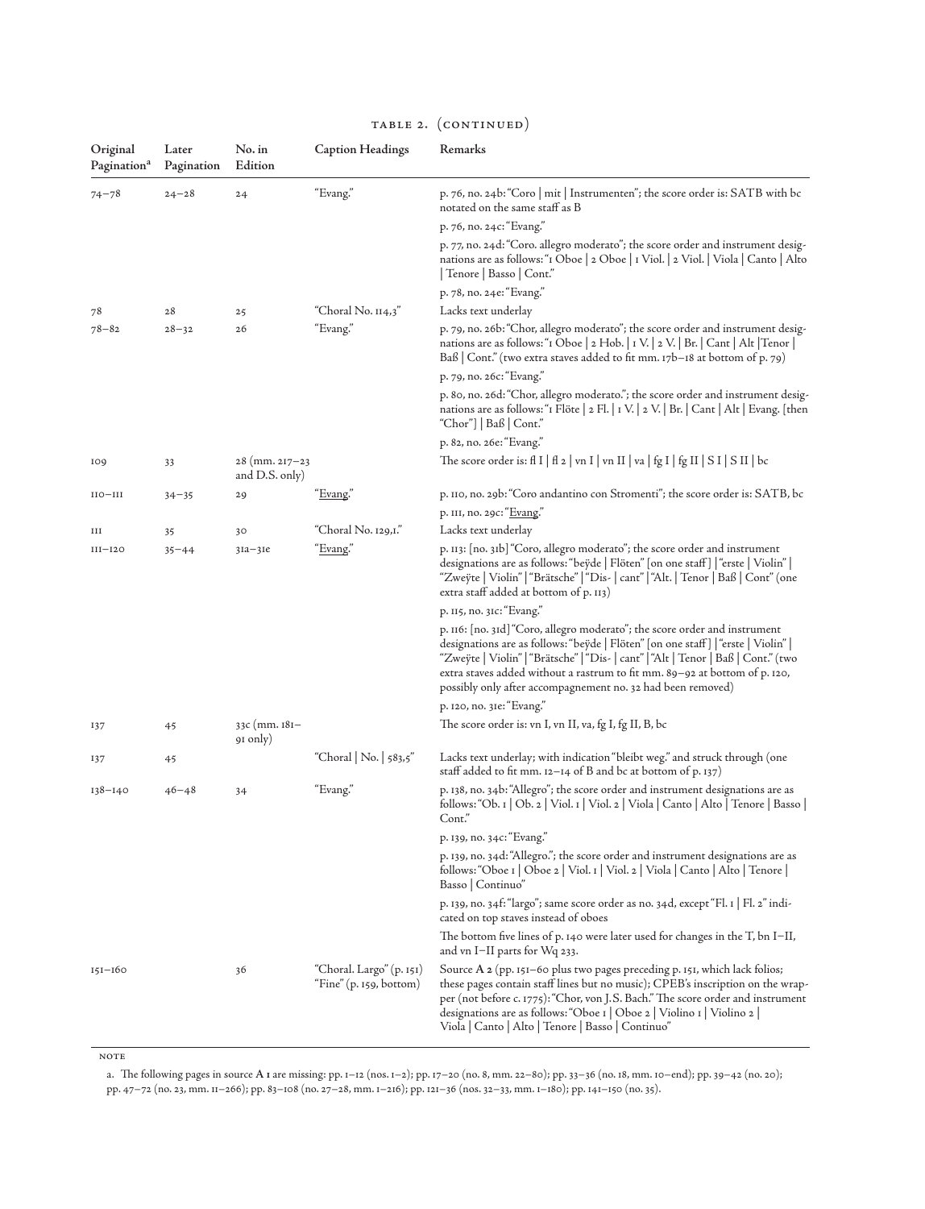TABLE 2. (CONTINUED)

| Original Pagination[a] | Later Pagination | No. in Edition | Caption Headings | Remarks |
|---|---|---|---|---|
| 74–78 | 24–28 | 24 | "Evang." | p. 76, no. 24b: "Coro \| mit \| Instrumenten"; the score order is: SATB with bc notated on the same staff as B |
| | | | | p. 76, no. 24c: "Evang." |
| | | | | p. 77, no. 24d: "Coro. allegro moderato"; the score order and instrument designations are as follows: "1 Oboe \| 2 Oboe \| 1 Viol. \| 2 Viol. \| Viola \| Canto \| Alto \| Tenore \| Basso \| Cont." |
| | | | | p. 78, no. 24e: "Evang." |
| 78 | 28 | 25 | "Choral No. 114,3" | Lacks text underlay |
| 78–82 | 28–32 | 26 | "Evang." | p. 79, no. 26b: "Chor, allegro moderato"; the score order and instrument designations are as follows: "1 Oboe \| 2 Hob. \| 1 V. \| 2 V. \| Br. \| Cant \| Alt \|Tenor \| Baß \| Cont." (two extra staves added to fit mm. 17b–18 at bottom of p. 79) |
| | | | | p. 79, no. 26c: "Evang." |
| | | | | p. 80, no. 26d: "Chor, allegro moderato."; the score order and instrument designations are as follows: "1 Flöte \| 2 Fl. \| 1 V. \| 2 V. \| Br. \| Cant \| Alt \| Evang. [then "Chor"] \| Baß \| Cont." |
| | | | | p. 82, no. 26e: "Evang." |
| 109 | 33 | 28 (mm. 217–23 and D.S. only) | | The score order is: fl I \| fl 2 \| vn I \| vn II \| va \| fg I \| fg II \| S I \| S II \| bc |
| 110–111 | 34–35 | 29 | "<u>Evang</u>." | p. 110, no. 29b: "Coro andantino con Stromenti"; the score order is: SATB, bc |
| | | | | p. 111, no. 29c: "<u>Evang</u>." |
| 111 | 35 | 30 | "Choral No. 129,1." | Lacks text underlay |
| 111–120 | 35–44 | 31a–31e | "<u>Evang</u>." | p. 113: [no. 31b] "Coro, allegro moderato"; the score order and instrument designations are as follows: "beÿde \| Flöten" [on one staff] \| "erste \| Violin" \| "Zweÿte \| Violin" \| "Brätsche" \| "Dis- \| cant" \| "Alt. \| Tenor \| Baß \| Cont" (one extra staff added at bottom of p. 113) |
| | | | | p. 115, no. 31c: "Evang." |
| | | | | p. 116: [no. 31d] "Coro, allegro moderato"; the score order and instrument designations are as follows: "beÿde \| Flöten" [on one staff] \| "erste \| Violin" \| "Zweÿte \| Violin" \| "Brätsche" \| "Dis- \| cant" \| "Alt \| Tenor \| Baß \| Cont." (two extra staves added without a rastrum to fit mm. 89–92 at bottom of p. 120, possibly only after accompagnement no. 32 had been removed) |
| | | | | p. 120, no. 31e: "Evang." |
| 137 | 45 | 33c (mm. 181–91 only) | | The score order is: vn I, vn II, va, fg I, fg II, B, bc |
| 137 | 45 | | "Choral \| No. \| 583,5" | Lacks text underlay; with indication "bleibt weg." and struck through (one staff added to fit mm. 12–14 of B and bc at bottom of p. 137) |
| 138–140 | 46–48 | 34 | "Evang." | p. 138, no. 34b: "Allegro"; the score order and instrument designations are as follows: "Ob. 1 \| Ob. 2 \| Viol. 1 \| Viol. 2 \| Viola \| Canto \| Alto \| Tenore \| Basso \| Cont." |
| | | | | p. 139, no. 34c: "Evang." |
| | | | | p. 139, no. 34d: "Allegro."; the score order and instrument designations are as follows: "Oboe 1 \| Oboe 2 \| Viol. 1 \| Viol. 2 \| Viola \| Canto \| Alto \| Tenore \| Basso \| Continuo" |
| | | | | p. 139, no. 34f: "largo"; same score order as no. 34d, except "Fl. 1 \| Fl. 2" indicated on top staves instead of oboes |
| | | | | The bottom five lines of p. 140 were later used for changes in the T, bn I–II, and vn I–II parts for Wq 233. |
| 151–160 | | 36 | "Choral. Largo" (p. 151) "Fine" (p. 159, bottom) | Source **A 2** (pp. 151–60 plus two pages preceding p. 151, which lack folios; these pages contain staff lines but no music); CPEB's inscription on the wrapper (not before c. 1775): "Chor, von J.S. Bach." The score order and instrument designations are as follows: "Oboe 1 \| Oboe 2 \| Violino 1 \| Violino 2 \| Viola \| Canto \| Alto \| Tenore \| Basso \| Continuo" |

NOTE

a. The following pages in source **A 1** are missing: pp. 1–12 (nos. 1–2); pp. 17–20 (no. 8, mm. 22–80); pp. 33–36 (no. 18, mm. 10–end); pp. 39–42 (no. 20); pp. 47–72 (no. 23, mm. 11–266); pp. 83–108 (nos. 27–28, mm. 1–216); pp. 121–36 (nos. 32–33, mm. 1–180); pp. 141–150 (no. 35).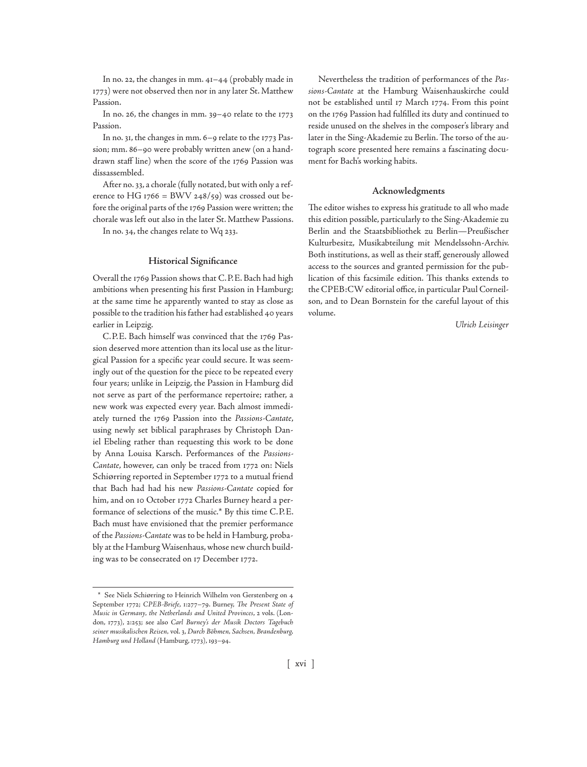In no. 22, the changes in mm. 41–44 (probably made in 1773) were not observed then nor in any later St. Matthew Passion.

In no. 26, the changes in mm. 39–40 relate to the 1773 Passion.

In no. 31, the changes in mm. 6–9 relate to the 1773 Passion; mm. 86–90 were probably written anew (on a hand-drawn staff line) when the score of the 1769 Passion was dissassembled.

After no. 33, a chorale (fully notated, but with only a reference to HG 1766 = BWV 248/59) was crossed out before the original parts of the 1769 Passion were written; the chorale was left out also in the later St. Matthew Passions.

In no. 34, the changes relate to Wq 233.

### Historical Significance

Overall the 1769 Passion shows that C. P. E. Bach had high ambitions when presenting his first Passion in Hamburg; at the same time he apparently wanted to stay as close as possible to the tradition his father had established 40 years earlier in Leipzig.

C. P. E. Bach himself was convinced that the 1769 Passion deserved more attention than its local use as the liturgical Passion for a specific year could secure. It was seemingly out of the question for the piece to be repeated every four years; unlike in Leipzig, the Passion in Hamburg did not serve as part of the performance repertoire; rather, a new work was expected every year. Bach almost immediately turned the 1769 Passion into the *Passions-Cantate*, using newly set biblical paraphrases by Christoph Daniel Ebeling rather than requesting this work to be done by Anna Louisa Karsch. Performances of the *Passions-Cantate*, however, can only be traced from 1772 on: Niels Schiørring reported in September 1772 to a mutual friend that Bach had had his new *Passions-Cantate* copied for him, and on 10 October 1772 Charles Burney heard a performance of selections of the music.* By this time C. P. E. Bach must have envisioned that the premier performance of the *Passions-Cantate* was to be held in Hamburg, probably at the Hamburg Waisenhaus, whose new church building was to be consecrated on 17 December 1772.

Nevertheless the tradition of performances of the *Passions-Cantate* at the Hamburg Waisenhauskirche could not be established until 17 March 1774. From this point on the 1769 Passion had fulfilled its duty and continued to reside unused on the shelves in the composer's library and later in the Sing-Akademie zu Berlin. The torso of the autograph score presented here remains a fascinating document for Bach's working habits.

### Acknowledgments

The editor wishes to express his gratitude to all who made this edition possible, particularly to the Sing-Akademie zu Berlin and the Staatsbibliothek zu Berlin—Preußischer Kulturbesitz, Musikabteilung mit Mendelssohn-Archiv. Both institutions, as well as their staff, generously allowed access to the sources and granted permission for the publication of this facsimile edition. This thanks extends to the CPEB:CW editorial office, in particular Paul Corneilson, and to Dean Bornstein for the careful layout of this volume.

*Ulrich Leisinger*

---

\* See Niels Schiørring to Heinrich Wilhelm von Gerstenberg on 4 September 1772; *CPEB-Briefe*, 1:277–79. Burney, *The Present State of Music in Germany, the Netherlands and United Provinces*, 2 vols. (London, 1773), 2:253; see also *Carl Burney's der Musik Doctors Tagebuch seiner musikalischen Reisen*, vol. 3, *Durch Böhmen, Sachsen, Brandenburg, Hamburg und Holland* (Hamburg, 1773), 193–94.